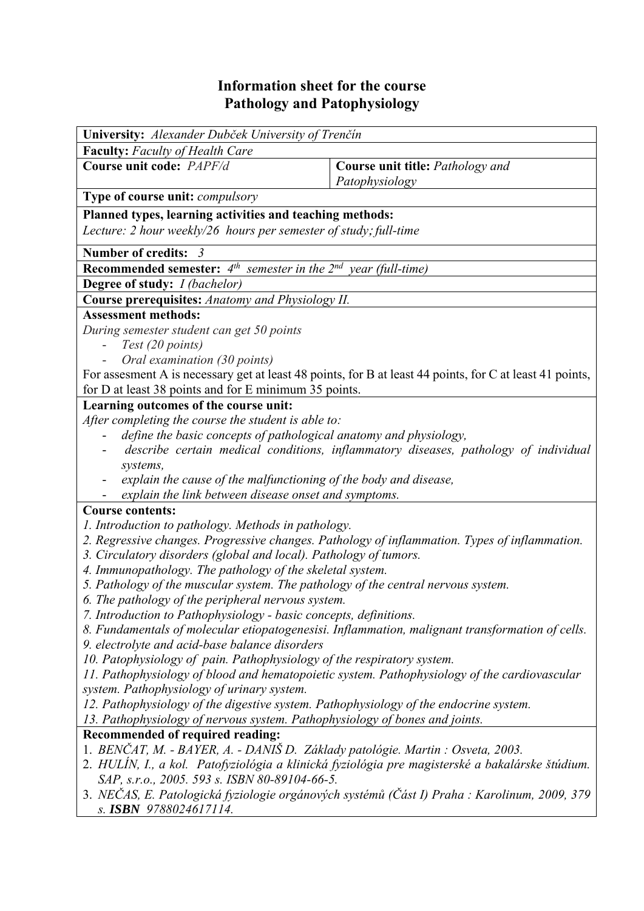# Information sheet for the course
# Pathology and Patophysiology

| **University:** *Alexander Dubček University of Trenčín* | |
|---|---|
| **Faculty:** *Faculty of Health Care* | |
| **Course unit code:** *PAPF/d* | **Course unit title:** *Pathology and Patophysiology* |
| **Type of course unit:** *compulsory* | |
| **Planned types, learning activities and teaching methods:**<br>*Lecture: 2 hour weekly/26 hours per semester of study; full-time* | |
| **Number of credits:** *3* | |
| **Recommended semester:** *4th semester in the 2nd year (full-time)* | |
| **Degree of study:** *I (bachelor)* | |
| **Course prerequisites:** *Anatomy and Physiology II.* | |
| **Assessment methods:**<br>*During semester student can get 50 points*<br>- *Test (20 points)*<br>- *Oral examination (30 points)*<br>For assesment A is necessary get at least 48 points, for B at least 44 points, for C at least 41 points, for D at least 38 points and for E minimum 35 points. | |
| **Learning outcomes of the course unit:**<br>*After completing the course the student is able to:*<br>- *define the basic concepts of pathological anatomy and physiology,*<br>- *describe certain medical conditions, inflammatory diseases, pathology of individual systems,*<br>- *explain the cause of the malfunctioning of the body and disease,*<br>- *explain the link between disease onset and symptoms.* | |
| **Course contents:**<br>*1. Introduction to pathology. Methods in pathology.*<br>*2. Regressive changes. Progressive changes. Pathology of inflammation. Types of inflammation.*<br>*3. Circulatory disorders (global and local). Pathology of tumors.*<br>*4. Immunopathology. The pathology of the skeletal system.*<br>*5. Pathology of the muscular system. The pathology of the central nervous system.*<br>*6. The pathology of the peripheral nervous system.*<br>*7. Introduction to Pathophysiology - basic concepts, definitions.*<br>*8. Fundamentals of molecular etiopatogenesisi. Inflammation, malignant transformation of cells.*<br>*9. electrolyte and acid-base balance disorders*<br>*10. Patophysiology of pain. Pathophysiology of the respiratory system.*<br>*11. Pathophysiology of blood and hematopoietic system. Pathophysiology of the cardiovascular system. Pathophysiology of urinary system.*<br>*12. Pathophysiology of the digestive system. Pathophysiology of the endocrine system.*<br>*13. Pathophysiology of nervous system. Pathophysiology of bones and joints.* | |
| **Recommended of required reading:**<br>1. *BENČAT, M. - BAYER, A. - DANIŠ D. Základy patológie. Martin : Osveta, 2003.*<br>2. *HULÍN, I., a kol. Patofyziológia a klinická fyziológia pre magisterské a bakalárske štúdium. SAP, s.r.o., 2005. 593 s. ISBN 80-89104-66-5.*<br>3. *NEČAS, E. Patologická fyziologie orgánových systémů (Část I) Praha : Karolinum, 2009, 379 s.* ***ISBN*** *9788024617114.* | |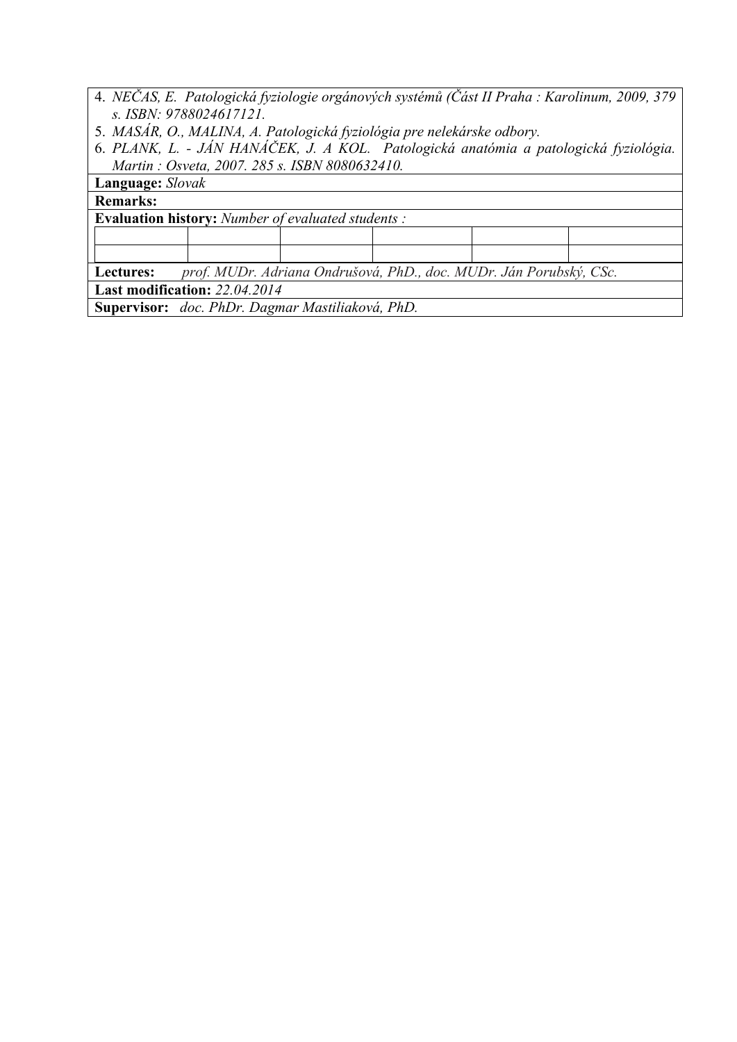4. *NEČAS, E. Patologická fyziologie orgánových systémů (Část II Praha : Karolinum, 2009, 379 s. ISBN: 9788024617121.*
5. *MASÁR, O., MALINA, A. Patologická fyziológia pre nelekárske odbory.*
6. *PLANK, L. - JÁN HANÁČEK, J. A KOL. Patologická anatómia a patologická fyziológia. Martin : Osveta, 2007. 285 s. ISBN 8080632410.*

**Language:** *Slovak*

**Remarks:**

**Evaluation history:** *Number of evaluated students :*

| | | | | | |
|---|---|---|---|---|---|
| | | | | | |
| | | | | | |

**Lectures:** *prof. MUDr. Adriana Ondrušová, PhD., doc. MUDr. Ján Porubský, CSc.*

**Last modification:** *22.04.2014*

**Supervisor:** *doc. PhDr. Dagmar Mastiliaková, PhD.*